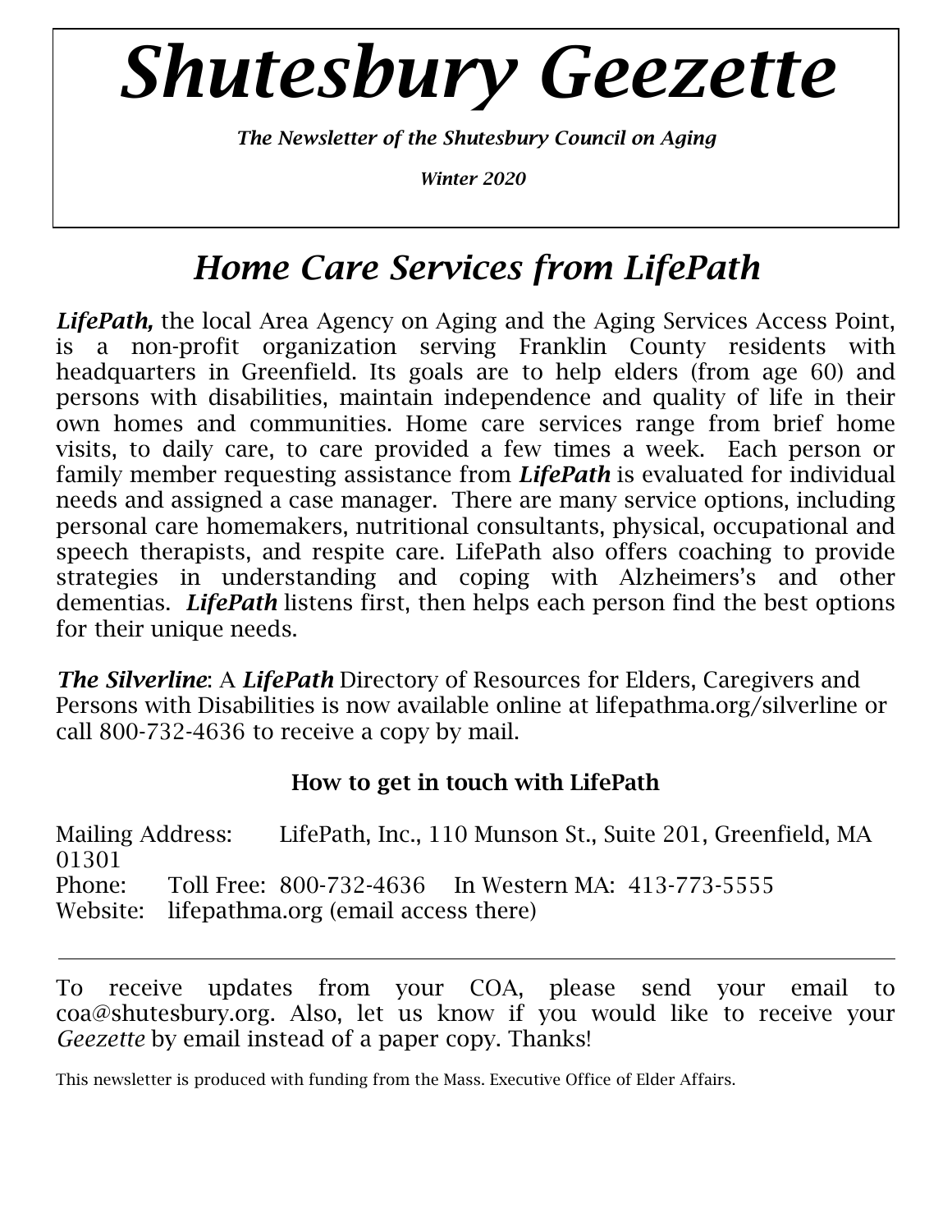# *Shutesbury Geezette*

***The Newsletter of the Shutesbury Council on Aging***

***Winter 2020***

## *Home Care Services from LifePath*

***LifePath,*** the local Area Agency on Aging and the Aging Services Access Point, is a non-profit organization serving Franklin County residents with headquarters in Greenfield. Its goals are to help elders (from age 60) and persons with disabilities, maintain independence and quality of life in their own homes and communities. Home care services range from brief home visits, to daily care, to care provided a few times a week. Each person or family member requesting assistance from ***LifePath*** is evaluated for individual needs and assigned a case manager. There are many service options, including personal care homemakers, nutritional consultants, physical, occupational and speech therapists, and respite care. LifePath also offers coaching to provide strategies in understanding and coping with Alzheimers's and other dementias. ***LifePath*** listens first, then helps each person find the best options for their unique needs.

***The Silverline***: A ***LifePath*** Directory of Resources for Elders, Caregivers and Persons with Disabilities is now available online at lifepathma.org/silverline or call 800-732-4636 to receive a copy by mail.

**How to get in touch with LifePath**

Mailing Address: LifePath, Inc., 110 Munson St., Suite 201, Greenfield, MA 01301
Phone: Toll Free: 800-732-4636 In Western MA: 413-773-5555
Website: lifepathma.org (email access there)

---

To receive updates from your COA, please send your email to coa@shutesbury.org. Also, let us know if you would like to receive your *Geezette* by email instead of a paper copy. Thanks!

This newsletter is produced with funding from the Mass. Executive Office of Elder Affairs.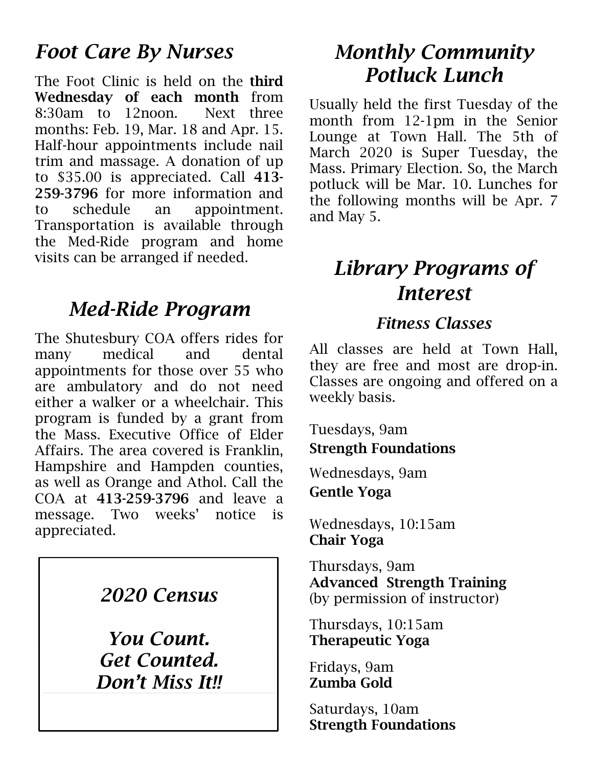## *Foot Care By Nurses*

The Foot Clinic is held on the **third Wednesday of each month** from 8:30am to 12noon. Next three months: Feb. 19, Mar. 18 and Apr. 15. Half-hour appointments include nail trim and massage. A donation of up to $35.00 is appreciated. Call **413-259-3796** for more information and to schedule an appointment. Transportation is available through the Med-Ride program and home visits can be arranged if needed.

## *Med-Ride Program*

The Shutesbury COA offers rides for many medical and dental appointments for those over 55 who are ambulatory and do not need either a walker or a wheelchair. This program is funded by a grant from the Mass. Executive Office of Elder Affairs. The area covered is Franklin, Hampshire and Hampden counties, as well as Orange and Athol. Call the COA at **413-259-3796** and leave a message. Two weeks' notice is appreciated.

> ***2020 Census***
>
> ***You Count.***
> ***Get Counted.***
> ***Don't Miss It!!***

## *Monthly Community Potluck Lunch*

Usually held the first Tuesday of the month from 12-1pm in the Senior Lounge at Town Hall. The 5th of March 2020 is Super Tuesday, the Mass. Primary Election. So, the March potluck will be Mar. 10. Lunches for the following months will be Apr. 7 and May 5.

## *Library Programs of Interest*

### *Fitness Classes*

All classes are held at Town Hall, they are free and most are drop-in. Classes are ongoing and offered on a weekly basis.

Tuesdays, 9am
**Strength Foundations**

Wednesdays, 9am
**Gentle Yoga**

Wednesdays, 10:15am
**Chair Yoga**

Thursdays, 9am
**Advanced Strength Training**
(by permission of instructor)

Thursdays, 10:15am
**Therapeutic Yoga**

Fridays, 9am
**Zumba Gold**

Saturdays, 10am
**Strength Foundations**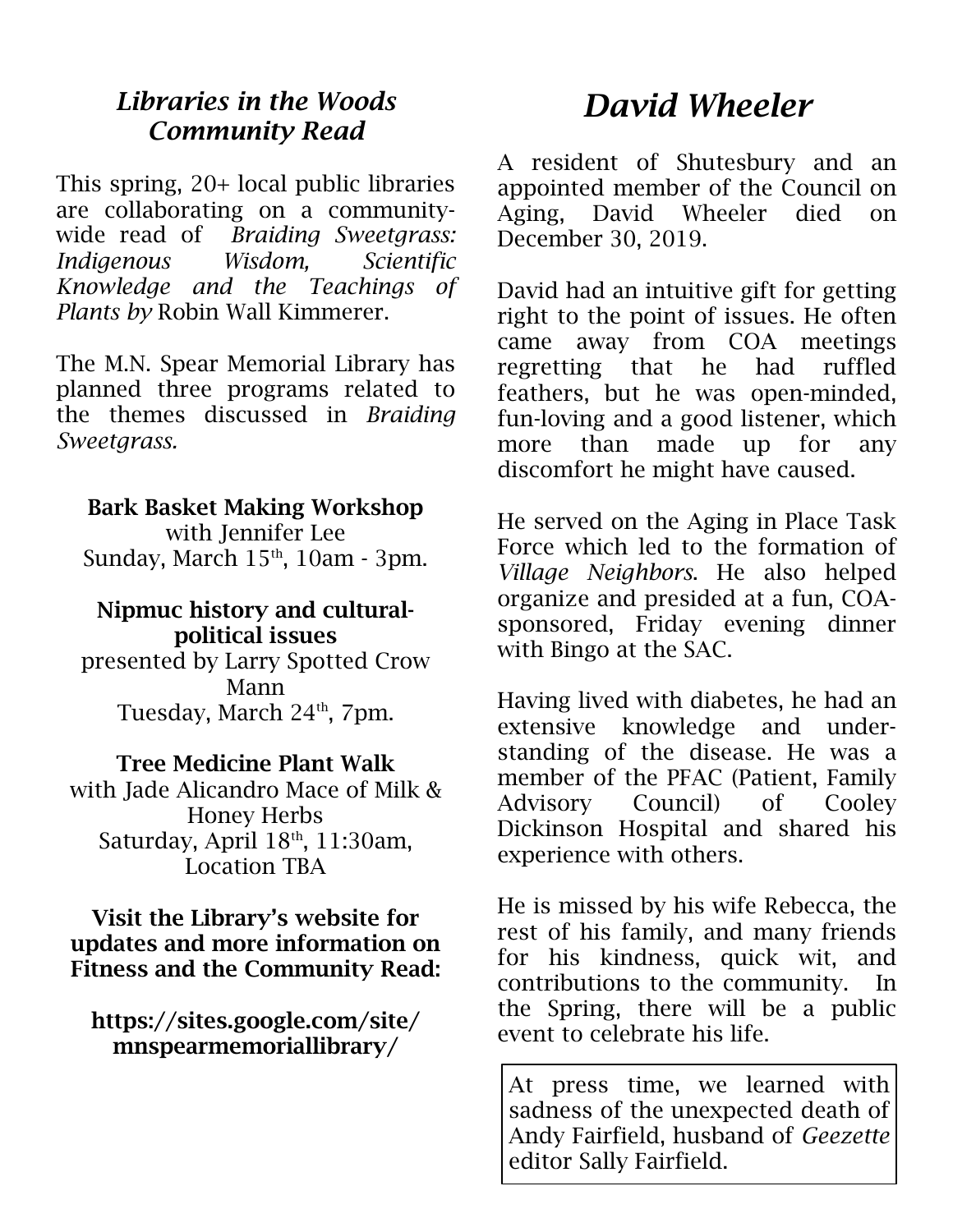## *Libraries in the Woods Community Read*

This spring, 20+ local public libraries are collaborating on a community-wide read of *Braiding Sweetgrass: Indigenous Wisdom, Scientific Knowledge and the Teachings of Plants by* Robin Wall Kimmerer.

The M.N. Spear Memorial Library has planned three programs related to the themes discussed in *Braiding Sweetgrass.*

**Bark Basket Making Workshop**
with Jennifer Lee
Sunday, March 15th, 10am - 3pm.

**Nipmuc history and cultural-political issues**
presented by Larry Spotted Crow Mann
Tuesday, March 24th, 7pm.

**Tree Medicine Plant Walk**
with Jade Alicandro Mace of Milk & Honey Herbs
Saturday, April 18th, 11:30am, Location TBA

**Visit the Library's website for updates and more information on Fitness and the Community Read:**

**https://sites.google.com/site/mnspearmemoriallibrary/**

# *David Wheeler*

A resident of Shutesbury and an appointed member of the Council on Aging, David Wheeler died on December 30, 2019.

David had an intuitive gift for getting right to the point of issues. He often came away from COA meetings regretting that he had ruffled feathers, but he was open-minded, fun-loving and a good listener, which more than made up for any discomfort he might have caused.

He served on the Aging in Place Task Force which led to the formation of *Village Neighbors*. He also helped organize and presided at a fun, COA-sponsored, Friday evening dinner with Bingo at the SAC.

Having lived with diabetes, he had an extensive knowledge and understanding of the disease. He was a member of the PFAC (Patient, Family Advisory Council) of Cooley Dickinson Hospital and shared his experience with others.

He is missed by his wife Rebecca, the rest of his family, and many friends for his kindness, quick wit, and contributions to the community. In the Spring, there will be a public event to celebrate his life.

At press time, we learned with sadness of the unexpected death of Andy Fairfield, husband of *Geezette* editor Sally Fairfield.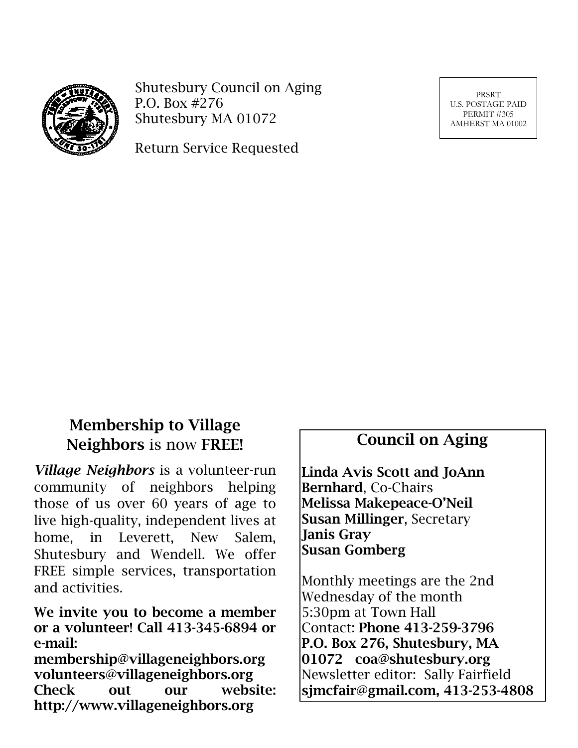Shutesbury Council on Aging
P.O. Box #276
Shutesbury MA 01072

Return Service Requested

PRSRT
U.S. POSTAGE PAID
PERMIT #305
AMHERST MA 01002

## Membership to Village Neighbors is now FREE!

***Village Neighbors*** is a volunteer-run community of neighbors helping those of us over 60 years of age to live high-quality, independent lives at home, in Leverett, New Salem, Shutesbury and Wendell. We offer FREE simple services, transportation and activities.

**We invite you to become a member or a volunteer! Call 413-345-6894 or e-mail:**
**membership@villageneighbors.org**
**volunteers@villageneighbors.org**
**Check out our website: http://www.villageneighbors.org**

## Council on Aging

**Linda Avis Scott and JoAnn Bernhard**, Co-Chairs
**Melissa Makepeace-O'Neil**
**Susan Millinger**, Secretary
**Janis Gray**
**Susan Gomberg**

Monthly meetings are the 2nd Wednesday of the month 5:30pm at Town Hall
Contact: **Phone 413-259-3796**
**P.O. Box 276, Shutesbury, MA 01072 coa@shutesbury.org**
Newsletter editor: Sally Fairfield
**sjmcfair@gmail.com, 413-253-4808**